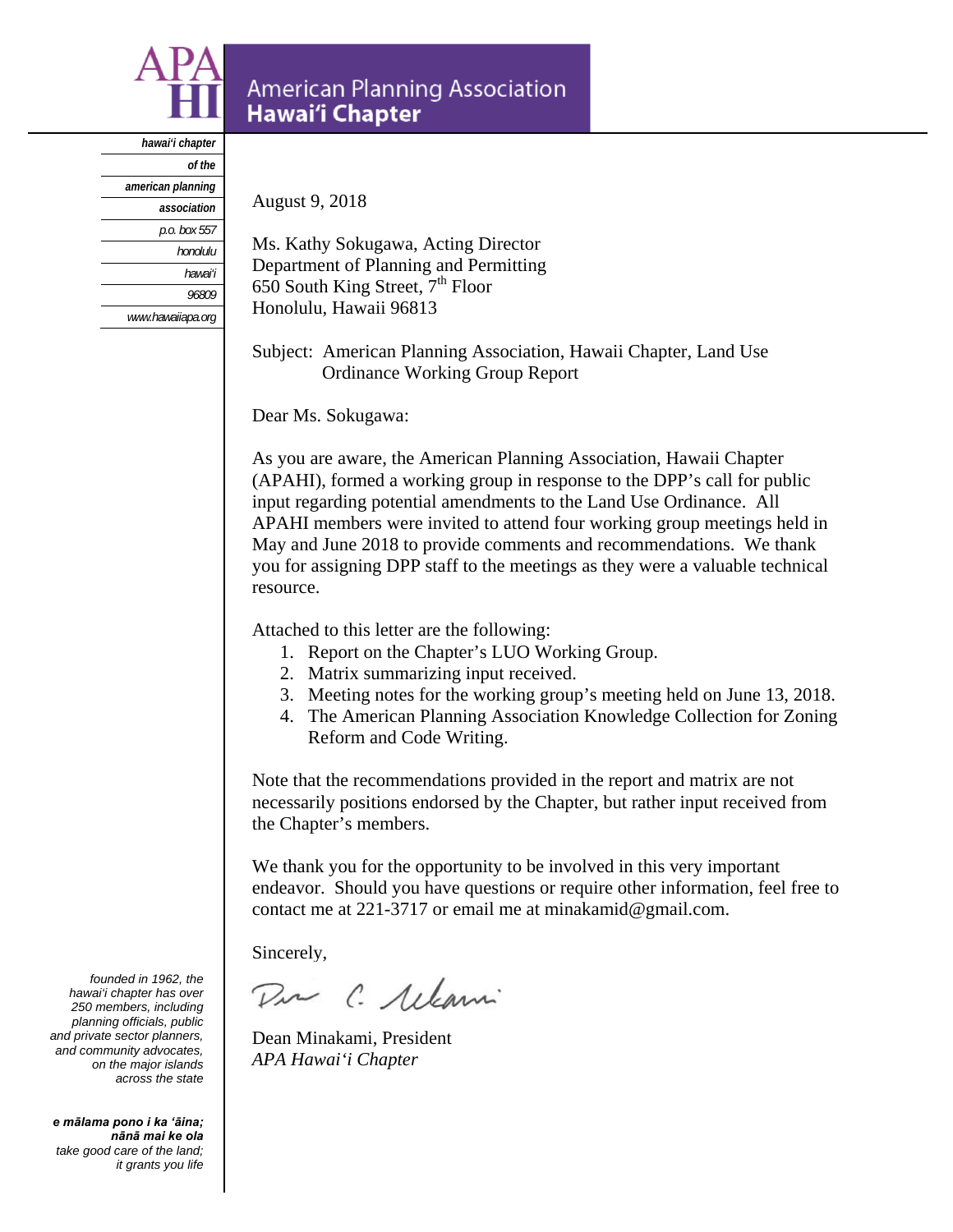**American Planning Association**
**Hawai'i Chapter**

*hawai'i chapter of the american planning association*
*p.o. box 557*
*honolulu*
*hawai'i*
*96809*
*www.hawaiiapa.org*

August 9, 2018

Ms. Kathy Sokugawa, Acting Director
Department of Planning and Permitting
650 South King Street, 7th Floor
Honolulu, Hawaii 96813

Subject: American Planning Association, Hawaii Chapter, Land Use Ordinance Working Group Report

Dear Ms. Sokugawa:

As you are aware, the American Planning Association, Hawaii Chapter (APAHI), formed a working group in response to the DPP's call for public input regarding potential amendments to the Land Use Ordinance. All APAHI members were invited to attend four working group meetings held in May and June 2018 to provide comments and recommendations. We thank you for assigning DPP staff to the meetings as they were a valuable technical resource.

Attached to this letter are the following:

1. Report on the Chapter's LUO Working Group.
2. Matrix summarizing input received.
3. Meeting notes for the working group's meeting held on June 13, 2018.
4. The American Planning Association Knowledge Collection for Zoning Reform and Code Writing.

Note that the recommendations provided in the report and matrix are not necessarily positions endorsed by the Chapter, but rather input received from the Chapter's members.

We thank you for the opportunity to be involved in this very important endeavor. Should you have questions or require other information, feel free to contact me at 221-3717 or email me at minakamid@gmail.com.

Sincerely,

Dean Minakami, President
*APA Hawai'i Chapter*

*founded in 1962, the hawai'i chapter has over 250 members, including planning officials, public and private sector planners, and community advocates, on the major islands across the state*

***e mālama pono i ka 'āina; nānā mai ke ola***
*take good care of the land; it grants you life*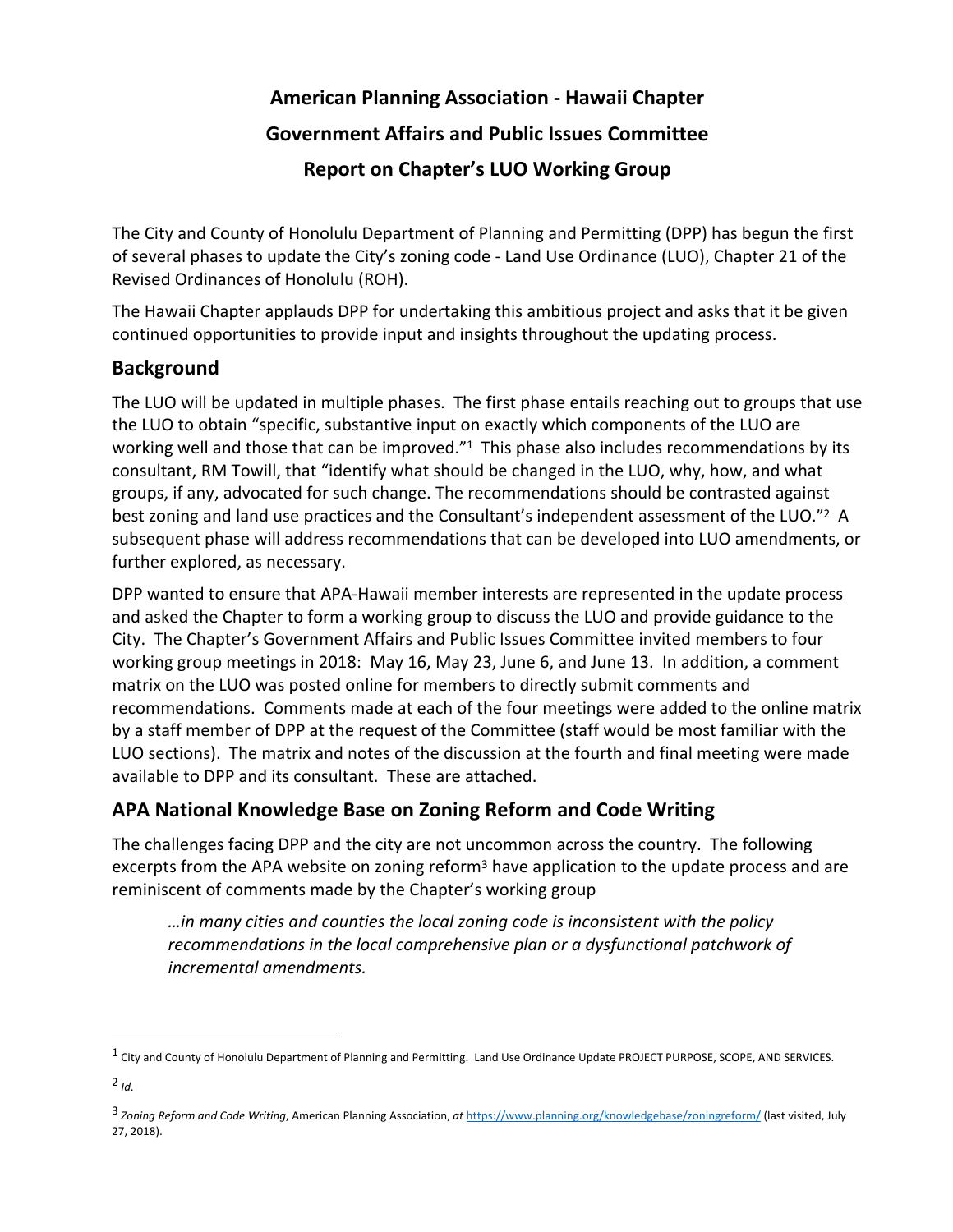**American Planning Association - Hawaii Chapter**

**Government Affairs and Public Issues Committee**

**Report on Chapter's LUO Working Group**

The City and County of Honolulu Department of Planning and Permitting (DPP) has begun the first of several phases to update the City's zoning code - Land Use Ordinance (LUO), Chapter 21 of the Revised Ordinances of Honolulu (ROH).

The Hawaii Chapter applauds DPP for undertaking this ambitious project and asks that it be given continued opportunities to provide input and insights throughout the updating process.

## Background

The LUO will be updated in multiple phases. The first phase entails reaching out to groups that use the LUO to obtain "specific, substantive input on exactly which components of the LUO are working well and those that can be improved."[1] This phase also includes recommendations by its consultant, RM Towill, that "identify what should be changed in the LUO, why, how, and what groups, if any, advocated for such change. The recommendations should be contrasted against best zoning and land use practices and the Consultant's independent assessment of the LUO."[2] A subsequent phase will address recommendations that can be developed into LUO amendments, or further explored, as necessary.

DPP wanted to ensure that APA-Hawaii member interests are represented in the update process and asked the Chapter to form a working group to discuss the LUO and provide guidance to the City. The Chapter's Government Affairs and Public Issues Committee invited members to four working group meetings in 2018: May 16, May 23, June 6, and June 13. In addition, a comment matrix on the LUO was posted online for members to directly submit comments and recommendations. Comments made at each of the four meetings were added to the online matrix by a staff member of DPP at the request of the Committee (staff would be most familiar with the LUO sections). The matrix and notes of the discussion at the fourth and final meeting were made available to DPP and its consultant. These are attached.

## APA National Knowledge Base on Zoning Reform and Code Writing

The challenges facing DPP and the city are not uncommon across the country. The following excerpts from the APA website on zoning reform[3] have application to the update process and are reminiscent of comments made by the Chapter's working group

> *…in many cities and counties the local zoning code is inconsistent with the policy recommendations in the local comprehensive plan or a dysfunctional patchwork of incremental amendments.*

---

[1] City and County of Honolulu Department of Planning and Permitting. Land Use Ordinance Update PROJECT PURPOSE, SCOPE, AND SERVICES.

[2] *Id.*

[3] *Zoning Reform and Code Writing*, American Planning Association, *at* https://www.planning.org/knowledgebase/zoningreform/ (last visited, July 27, 2018).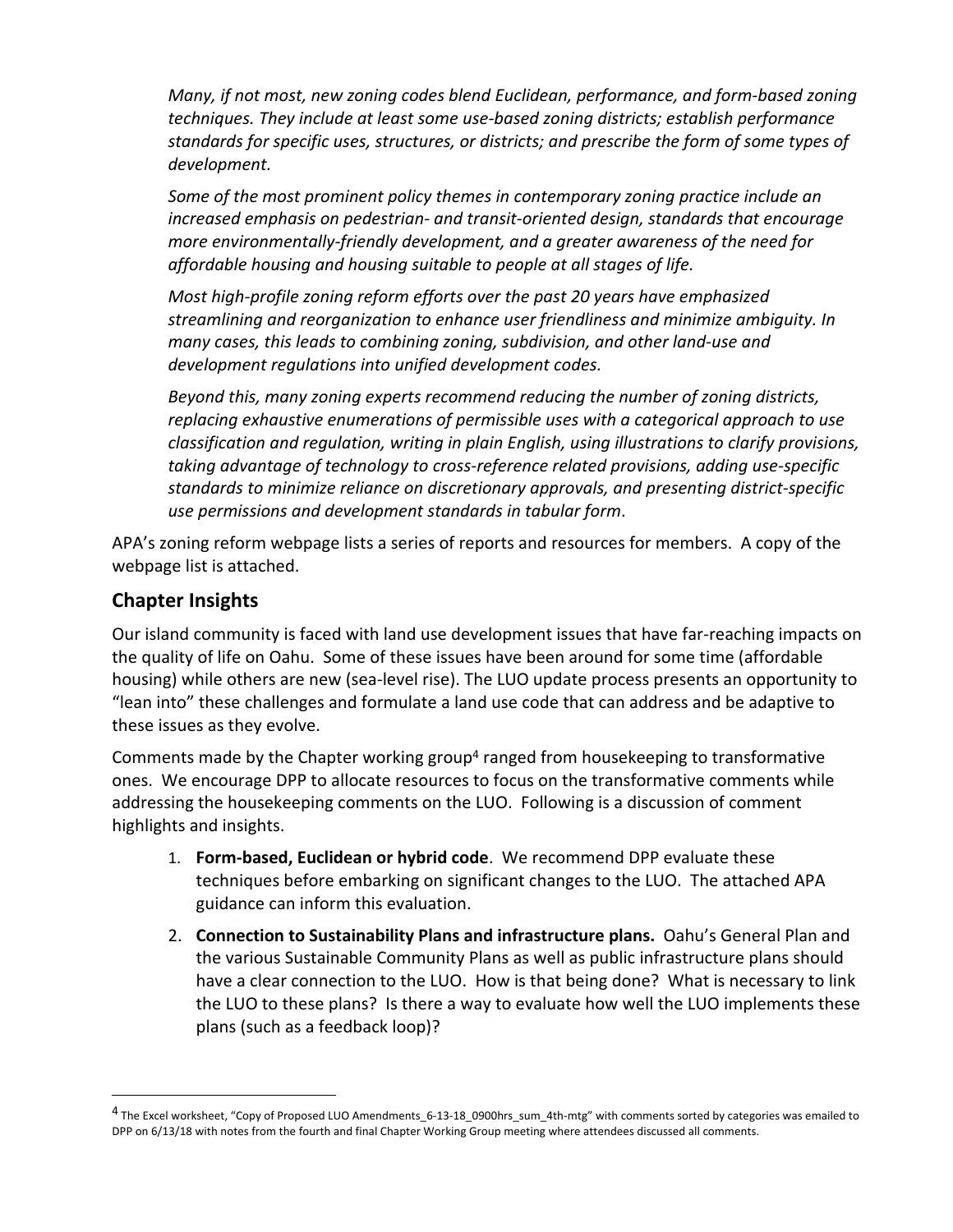*Many, if not most, new zoning codes blend Euclidean, performance, and form-based zoning techniques. They include at least some use-based zoning districts; establish performance standards for specific uses, structures, or districts; and prescribe the form of some types of development.*

*Some of the most prominent policy themes in contemporary zoning practice include an increased emphasis on pedestrian- and transit-oriented design, standards that encourage more environmentally-friendly development, and a greater awareness of the need for affordable housing and housing suitable to people at all stages of life.*

*Most high-profile zoning reform efforts over the past 20 years have emphasized streamlining and reorganization to enhance user friendliness and minimize ambiguity. In many cases, this leads to combining zoning, subdivision, and other land-use and development regulations into unified development codes.*

*Beyond this, many zoning experts recommend reducing the number of zoning districts, replacing exhaustive enumerations of permissible uses with a categorical approach to use classification and regulation, writing in plain English, using illustrations to clarify provisions, taking advantage of technology to cross-reference related provisions, adding use-specific standards to minimize reliance on discretionary approvals, and presenting district-specific use permissions and development standards in tabular form*.

APA's zoning reform webpage lists a series of reports and resources for members. A copy of the webpage list is attached.

## Chapter Insights

Our island community is faced with land use development issues that have far-reaching impacts on the quality of life on Oahu. Some of these issues have been around for some time (affordable housing) while others are new (sea-level rise). The LUO update process presents an opportunity to "lean into" these challenges and formulate a land use code that can address and be adaptive to these issues as they evolve.

Comments made by the Chapter working group[4] ranged from housekeeping to transformative ones. We encourage DPP to allocate resources to focus on the transformative comments while addressing the housekeeping comments on the LUO. Following is a discussion of comment highlights and insights.

1. **Form-based, Euclidean or hybrid code**. We recommend DPP evaluate these techniques before embarking on significant changes to the LUO. The attached APA guidance can inform this evaluation.
2. **Connection to Sustainability Plans and infrastructure plans.** Oahu's General Plan and the various Sustainable Community Plans as well as public infrastructure plans should have a clear connection to the LUO. How is that being done? What is necessary to link the LUO to these plans? Is there a way to evaluate how well the LUO implements these plans (such as a feedback loop)?

---

[4] The Excel worksheet, "Copy of Proposed LUO Amendments_6-13-18_0900hrs_sum_4th-mtg" with comments sorted by categories was emailed to DPP on 6/13/18 with notes from the fourth and final Chapter Working Group meeting where attendees discussed all comments.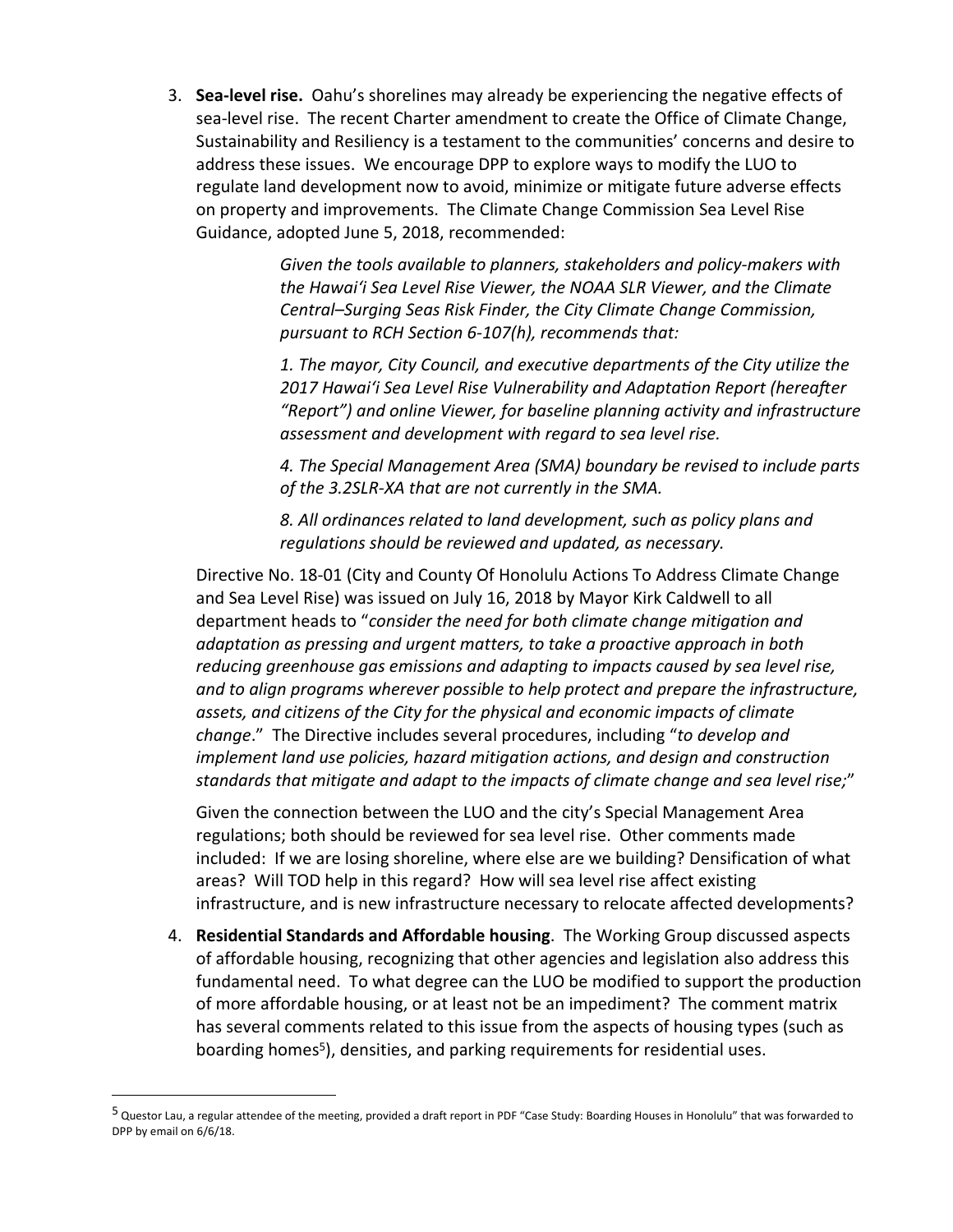3. **Sea-level rise.** Oahu's shorelines may already be experiencing the negative effects of sea-level rise. The recent Charter amendment to create the Office of Climate Change, Sustainability and Resiliency is a testament to the communities' concerns and desire to address these issues. We encourage DPP to explore ways to modify the LUO to regulate land development now to avoid, minimize or mitigate future adverse effects on property and improvements. The Climate Change Commission Sea Level Rise Guidance, adopted June 5, 2018, recommended:

   > *Given the tools available to planners, stakeholders and policy-makers with the Hawai'i Sea Level Rise Viewer, the NOAA SLR Viewer, and the Climate Central–Surging Seas Risk Finder, the City Climate Change Commission, pursuant to RCH Section 6-107(h), recommends that:*
   >
   > *1. The mayor, City Council, and executive departments of the City utilize the 2017 Hawai'i Sea Level Rise Vulnerability and Adaptation Report (hereafter "Report") and online Viewer, for baseline planning activity and infrastructure assessment and development with regard to sea level rise.*
   >
   > *4. The Special Management Area (SMA) boundary be revised to include parts of the 3.2SLR-XA that are not currently in the SMA.*
   >
   > *8. All ordinances related to land development, such as policy plans and regulations should be reviewed and updated, as necessary.*

   Directive No. 18-01 (City and County Of Honolulu Actions To Address Climate Change and Sea Level Rise) was issued on July 16, 2018 by Mayor Kirk Caldwell to all department heads to "*consider the need for both climate change mitigation and adaptation as pressing and urgent matters, to take a proactive approach in both reducing greenhouse gas emissions and adapting to impacts caused by sea level rise, and to align programs wherever possible to help protect and prepare the infrastructure, assets, and citizens of the City for the physical and economic impacts of climate change*." The Directive includes several procedures, including "*to develop and implement land use policies, hazard mitigation actions, and design and construction standards that mitigate and adapt to the impacts of climate change and sea level rise;*"

   Given the connection between the LUO and the city's Special Management Area regulations; both should be reviewed for sea level rise. Other comments made included: If we are losing shoreline, where else are we building? Densification of what areas? Will TOD help in this regard? How will sea level rise affect existing infrastructure, and is new infrastructure necessary to relocate affected developments?

4. **Residential Standards and Affordable housing**. The Working Group discussed aspects of affordable housing, recognizing that other agencies and legislation also address this fundamental need. To what degree can the LUO be modified to support the production of more affordable housing, or at least not be an impediment? The comment matrix has several comments related to this issue from the aspects of housing types (such as boarding homes[5]), densities, and parking requirements for residential uses.

---

[5] Questor Lau, a regular attendee of the meeting, provided a draft report in PDF "Case Study: Boarding Houses in Honolulu" that was forwarded to DPP by email on 6/6/18.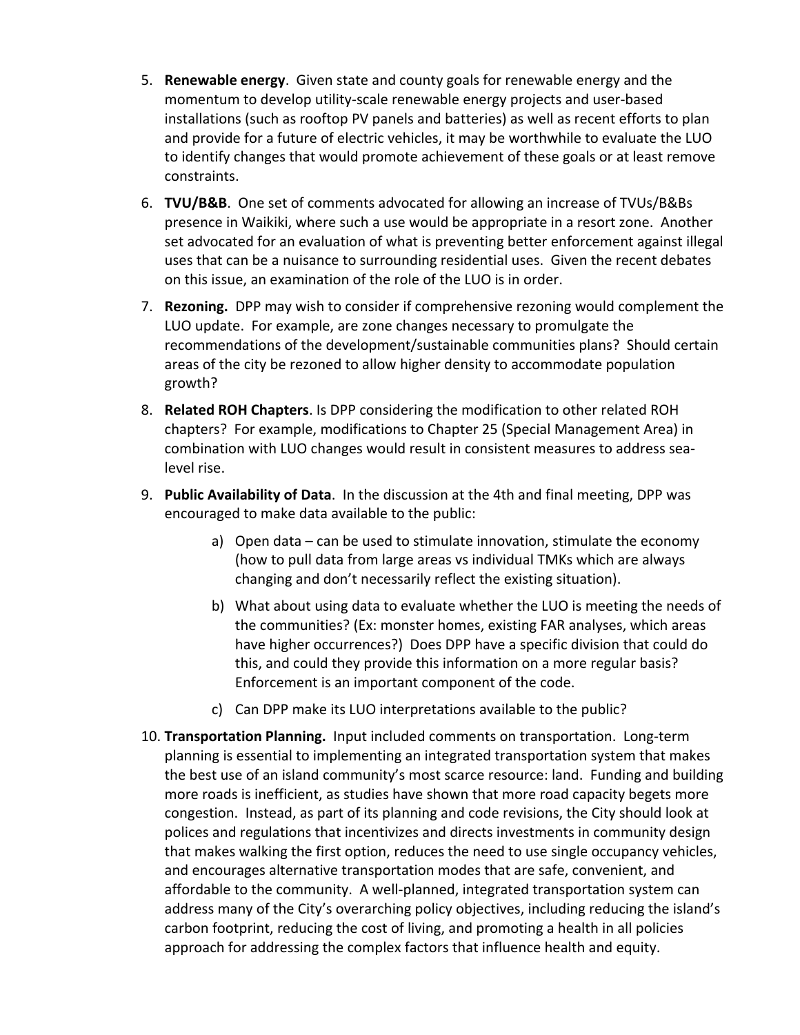5. **Renewable energy**. Given state and county goals for renewable energy and the momentum to develop utility-scale renewable energy projects and user-based installations (such as rooftop PV panels and batteries) as well as recent efforts to plan and provide for a future of electric vehicles, it may be worthwhile to evaluate the LUO to identify changes that would promote achievement of these goals or at least remove constraints.

6. **TVU/B&B**. One set of comments advocated for allowing an increase of TVUs/B&Bs presence in Waikiki, where such a use would be appropriate in a resort zone. Another set advocated for an evaluation of what is preventing better enforcement against illegal uses that can be a nuisance to surrounding residential uses. Given the recent debates on this issue, an examination of the role of the LUO is in order.

7. **Rezoning.** DPP may wish to consider if comprehensive rezoning would complement the LUO update. For example, are zone changes necessary to promulgate the recommendations of the development/sustainable communities plans? Should certain areas of the city be rezoned to allow higher density to accommodate population growth?

8. **Related ROH Chapters**. Is DPP considering the modification to other related ROH chapters? For example, modifications to Chapter 25 (Special Management Area) in combination with LUO changes would result in consistent measures to address sea-level rise.

9. **Public Availability of Data**. In the discussion at the 4th and final meeting, DPP was encouraged to make data available to the public:

   a) Open data – can be used to stimulate innovation, stimulate the economy (how to pull data from large areas vs individual TMKs which are always changing and don't necessarily reflect the existing situation).

   b) What about using data to evaluate whether the LUO is meeting the needs of the communities? (Ex: monster homes, existing FAR analyses, which areas have higher occurrences?) Does DPP have a specific division that could do this, and could they provide this information on a more regular basis? Enforcement is an important component of the code.

   c) Can DPP make its LUO interpretations available to the public?

10. **Transportation Planning.** Input included comments on transportation. Long-term planning is essential to implementing an integrated transportation system that makes the best use of an island community's most scarce resource: land. Funding and building more roads is inefficient, as studies have shown that more road capacity begets more congestion. Instead, as part of its planning and code revisions, the City should look at polices and regulations that incentivizes and directs investments in community design that makes walking the first option, reduces the need to use single occupancy vehicles, and encourages alternative transportation modes that are safe, convenient, and affordable to the community. A well-planned, integrated transportation system can address many of the City's overarching policy objectives, including reducing the island's carbon footprint, reducing the cost of living, and promoting a health in all policies approach for addressing the complex factors that influence health and equity.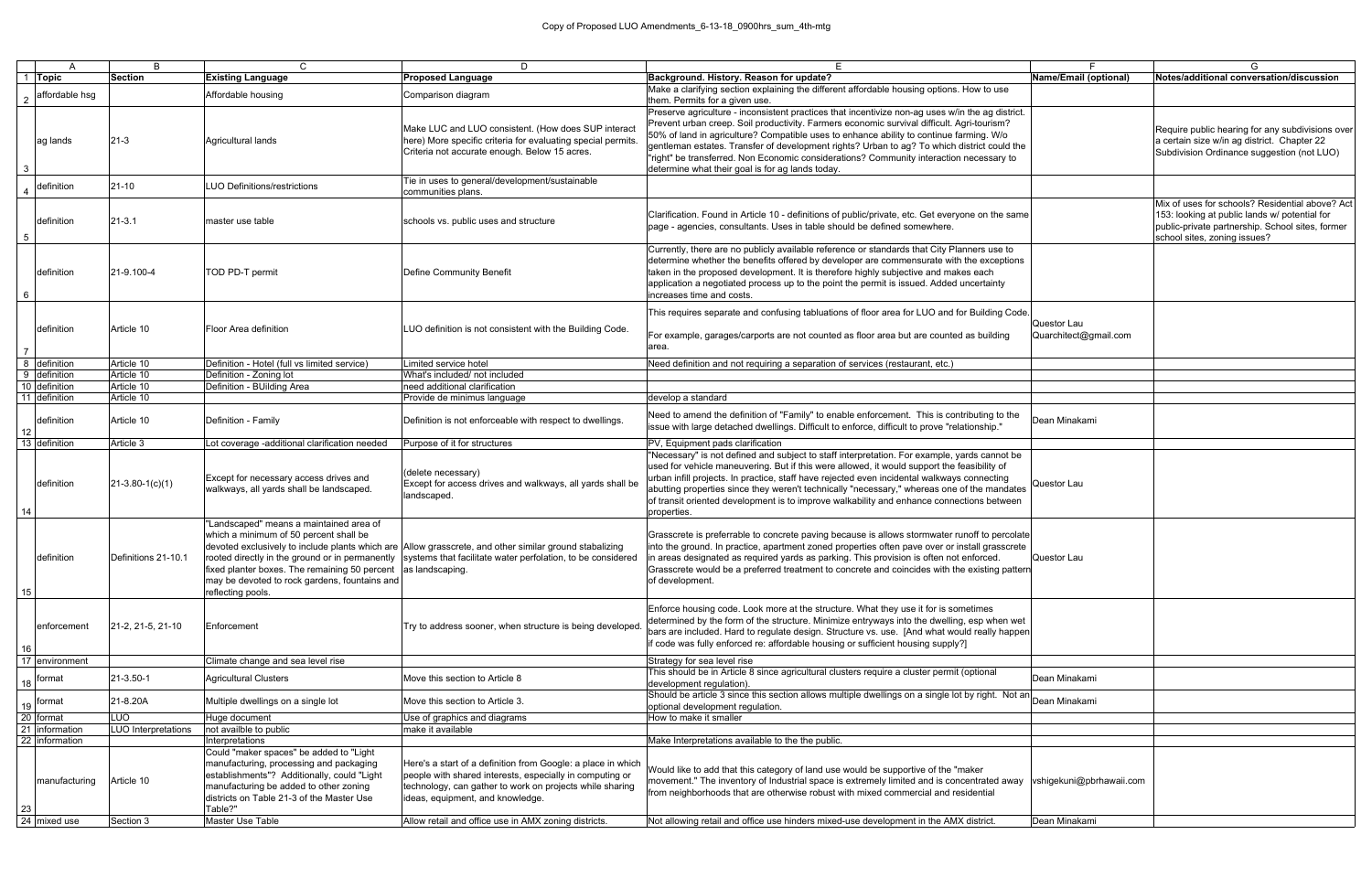Copy of Proposed LUO Amendments_6-13-18_0900hrs_sum_4th-mtg

| | A | B | C | D | E | F | G |
|---|---|---|---|---|---|---|---|
| 1 | Topic | Section | Existing Language | Proposed Language | Background. History. Reason for update? | Name/Email (optional) | Notes/additional conversation/discussion |
| 2 | affordable hsg | | Affordable housing | Comparison diagram | Make a clarifying section explaining the different affordable housing options. How to use them. Permits for a given use. | | |
| 3 | ag lands | 21-3 | Agricultural lands | Make LUC and LUO consistent. (How does SUP interact here) More specific criteria for evaluating special permits. Criteria not accurate enough. Below 15 acres. | Preserve agriculture - inconsistent practices that incentivize non-ag uses w/in the ag district. Prevent urban creep. Soil productivity. Farmers economic survival difficult. Agri-tourism? 50% of land in agriculture? Compatible uses to enhance ability to continue farming. W/o gentleman estates. Transfer of development rights? Urban to ag? To which district could the "right" be transferred. Non Economic considerations? Community interaction necessary to determine what their goal is for ag lands today. | | Require public hearing for any subdivisions over a certain size w/in ag district. Chapter 22 Subdivision Ordinance suggestion (not LUO) |
| 4 | definition | 21-10 | LUO Definitions/restrictions | Tie in uses to general/development/sustainable communities plans. | | | |
| 5 | definition | 21-3.1 | master use table | schools vs. public uses and structure | Clarification. Found in Article 10 - definitions of public/private, etc. Get everyone on the same page - agencies, consultants. Uses in table should be defined somewhere. | | Mix of uses for schools? Residential above? Act 153: looking at public lands w/ potential for public-private partnership. School sites, former school sites, zoning issues? |
| 6 | definition | 21-9.100-4 | TOD PD-T permit | Define Community Benefit | Currently, there are no publicly available reference or standards that City Planners use to determine whether the benefits offered by developer are commensurate with the exceptions taken in the proposed development. It is therefore highly subjective and makes each application a negotiated process up to the point the permit is issued. Added uncertainty increases time and costs. | | |
| 7 | definition | Article 10 | Floor Area definition | LUO definition is not consistent with the Building Code. | This requires separate and confusing tabluations of floor area for LUO and for Building Code.<br><br>For example, garages/carports are not counted as floor area but are counted as building area. | Questor Lau Quarchitect@gmail.com | |
| 8 | definition | Article 10 | Definition - Hotel (full vs limited service) | Limited service hotel | Need definition and not requiring a separation of services (restaurant, etc.) | | |
| 9 | definition | Article 10 | Definition - Zoning lot | What's included/ not included | | | |
| 10 | definition | Article 10 | Definition - BUilding Area | need additional clarification | | | |
| 11 | definition | Article 10 | | Provide de minimus language | develop a standard | | |
| 12 | definition | Article 10 | Definition - Family | Definition is not enforceable with respect to dwellings. | Need to amend the definition of "Family" to enable enforcement. This is contributing to the issue with large detached dwellings. Difficult to enforce, difficult to prove "relationship." | Dean Minakami | |
| 13 | definition | Article 3 | Lot coverage -additional clarification needed | Purpose of it for structures | PV, Equipment pads clarification | | |
| 14 | definition | 21-3.80-1(c)(1) | Except for necessary access drives and walkways, all yards shall be landscaped. | (delete necessary)<br>Except for access drives and walkways, all yards shall be landscaped. | "Necessary" is not defined and subject to staff interpretation. For example, yards cannot be used for vehicle maneuvering. But if this were allowed, it would support the feasibility of urban infill projects. In practice, staff have rejected even incidental walkways connecting abutting properties since they weren't technically "necessary," whereas one of the mandates of transit oriented development is to improve walkability and enhance connections between properties. | Questor Lau | |
| 15 | definition | Definitions 21-10.1 | "Landscaped" means a maintained area of which a minimum of 50 percent shall be devoted exclusively to include plants which are rooted directly in the ground or in permanently fixed planter boxes. The remaining 50 percent may be devoted to rock gardens, fountains and reflecting pools. | Allow grasscrete, and other similar ground stabalizing systems that facilitate water perfolation, to be considered as landscaping. | Grasscrete is preferrable to concrete paving because is allows stormwater runoff to percolate into the ground. In practice, apartment zoned properties often pave over or install grasscrete in areas designated as required yards as parking. This provision is often not enforced. Grasscrete would be a preferred treatment to concrete and coincides with the existing pattern of development. | Questor Lau | |
| 16 | enforcement | 21-2, 21-5, 21-10 | Enforcement | Try to address sooner, when structure is being developed. | Enforce housing code. Look more at the structure. What they use it for is sometimes determined by the form of the structure. Minimize entryways into the dwelling, esp when wet bars are included. Hard to regulate design. Structure vs. use. [And what would really happen if code was fully enforced re: affordable housing or sufficient housing supply?] | | |
| 17 | environment | | Climate change and sea level rise | | Strategy for sea level rise | | |
| 18 | format | 21-3.50-1 | Agricultural Clusters | Move this section to Article 8 | This should be in Article 8 since agricultural clusters require a cluster permit (optional development regulation). | Dean Minakami | |
| 19 | format | 21-8.20A | Multiple dwellings on a single lot | Move this section to Article 3. | Should be article 3 since this section allows multiple dwellings on a single lot by right. Not an optional development regulation. | Dean Minakami | |
| 20 | format | LUO | Huge document | Use of graphics and diagrams | How to make it smaller | | |
| 21 | information | LUO Interpretations | not availble to public | make it available | | | |
| 22 | information | | Interpretations | | Make Interpretations available to the the public. | | |
| 23 | manufacturing | Article 10 | Could "maker spaces" be added to "Light manufacturing, processing and packaging establishments"? Additionally, could "Light manufacturing be added to other zoning districts on Table 21-3 of the Master Use Table?" | Here's a start of a definition from Google: a place in which people with shared interests, especially in computing or technology, can gather to work on projects while sharing ideas, equipment, and knowledge. | Would like to add that this category of land use would be supportive of the "maker movement." The inventory of Industrial space is extremely limited and is concentrated away from neighborhoods that are otherwise robust with mixed commercial and residential | vshigekuni@pbrhawaii.com | |
| 24 | mixed use | Section 3 | Master Use Table | Allow retail and office use in AMX zoning districts. | Not allowing retail and office use hinders mixed-use development in the AMX district. | Dean Minakami | |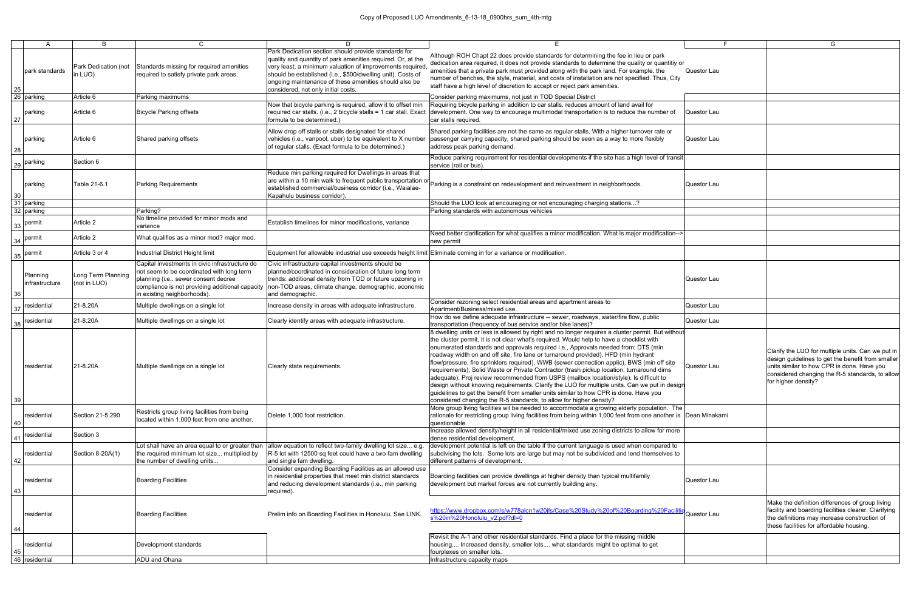| | A | B | C | D | E | F | G |
|---|---|---|---|---|---|---|---|
| 25 | park standards | Park Dedication (not in LUO) | Standards missing for required amenities required to satisfy private park areas. | Park Dedication section should provide standards for quality and quantity of park amenities required. Or, at the very least, a minimum valuation of improvements required, should be established (i.e., $500/dwelling unit). Costs of ongoing maintenance of these amenities should also be considered, not only initial costs. | Although ROH Chapt 22 does provide standards for determining the fee in lieu or park dedication area required, it does not provide standards to determine the quality or quantitiy or amenities that a private park must provided along with the park land. For example, the number of benches, the style, material, and costs of installation are not specified. Thus, City staff have a high level of discretion to accept or reject park amenities. | Questor Lau | |
| 26 | parking | Article 6 | Parking maximums | | Consider parking maximums, not just in TOD Special District | | |
| 27 | parking | Article 6 | Bicycle Parking offsets | Now that bicycle parking is required, allow it to offset min required car stalls. (i.e., 2 bicycle stalls = 1 car stall. Exact formula to be determined.) | Requiring bicycle parking in addition to car stalls, reduces amount of land avail for development. One way to encourage multimodal transportation is to reduce the number of car stalls required. | Questor Lau | |
| 28 | parking | Article 6 | Shared parking offsets | Allow drop off stalls or stalls designated for shared vehicles (i.e., vanpool, uber) to be equivalent to X number of regular stalls. (Exact formula to be determined.) | Shared parking facilities are not the same as regular stalls. With a higher turnover rate or passenger carrying capacity, shared parking should be seen as a way to more flexibly address peak parking demand. | Questor Lau | |
| 29 | parking | Section 6 | | | Reduce parking requirement for residential developments if the site has a high level of transit service (rail or bus). | | |
| 30 | parking | Table 21-6.1 | Parking Requirements | Reduce min parking required for Dwellings in areas that are within a 10 min walk to frequent public transportation or established commercial/business corridor (i.e., Waialae-Kapahulu business corridor). | Parking is a constraint on redevelopment and reinvestment in neighborhoods. | Questor Lau | |
| 31 | parking | | | | Should the LUO look at encouraging or not encouraging charging stations...? | | |
| 32 | parking | | Parking? | | Parking standards with autonomous vehicles | | |
| 33 | permit | Article 2 | No timeline provided for minor mods and variance | Establish timelines for minor modifications, variance | | | |
| 34 | permit | Article 2 | What qualifies as a minor mod? major mod. | | Need better clarification for what qualifies a minor modification. What is major modification--> new permit | | |
| 35 | permit | Article 3 or 4 | Industrial District Height limit | Equipment for allowable industrial use exceeds height limit | Eliminate coming in for a variance or modification. | | |
| 36 | Planning infrastructure | Long Term Planning (not in LUO) | Capital investments in civic infrastructure do not seem to be coordinated with long term planning (i.e., sewer consent decree compliance is not providing additional capacity in existing neighborhoods). | Civic infrastructure capital investments should be planned/coordinated in consideration of future long term trends: additional density from TOD or future upzoning in non-TOD areas, climate change, demographic, economic and demographic. | | Questor Lau | |
| 37 | residential | 21-8.20A | Multiple dwellings on a single lot | Increase density in areas with adequate infrastructure. | Consider rezoning select residential areas and apartment areas to Apartment/Business/mixed use. | Questor Lau | |
| 38 | residential | 21-8.20A | Multiple dwellings on a single lot | Clearly identify areas with adequate infrastructure. | How do we define adequate infrastructure -- sewer, roadways, water/fire flow, public transportation (frequency of bus service and/or bike lanes)? | Questor Lau | |
| 39 | residential | 21-8.20A | Multiple dwellings on a single lot | Clearly state requirements. | 8 dwelling units or less is allowed by right and no longer requires a cluster permit. But without the cluster permit, it is not clear what's required. Would help to have a checklist with enumerated standards and approvals required i.e., Approvals needed from: DTS (min roadway width on and off site, fire lane or turnaround provided), HFD (min hydrant flow/pressure, fire sprinklers required), WWB (sewer connection applic), BWS (min off site requirements), Solid Waste or Private Contractor (trash pickup location, turnaround dims adequate). Proj review recommended from USPS (mailbox location/style). Is difficult to design without knowing requirements. Clarify the LUO for multiple units. Can we put in design guidelines to get the benefit from smaller units similar to how CPR is done. Have you considered changing the R-5 standards, to allow for higher density? | Questor Lau | Clarify the LUO for multiple units. Can we put in design guidelines to get the benefit from smaller units similar to how CPR is done. Have you considered changing the R-5 standards, to allow for higher density? |
| 40 | residential | Section 21-5.290 | Restricts group living facilities from being located within 1,000 feet from one another. | Delete 1,000 foot restriction. | More group living facilities wil be needed to accommodate a growing elderly population. The rationale for restricting group living facilities from being within 1,000 feet from one another is questionable. | Dean Minakami | |
| 41 | residential | Section 3 | | | Increase allowed density/height in all residential/mixed use zoning districts to allow for more dense residential development. | | |
| 42 | residential | Section 8-20A(1) | Lot shall have an area equal to or greater than the required minimum lot size... multiplied by the number of dwelling units... | allow equation to reflect two-family dwelling lot size... e.g. R-5 lot with 12500 sq feet could have a two-fam dwelling and single fam dwelling. | development potential is left on the table if the current language is used when compared to subdividing the lots. Some lots are large but may not be subdivided and lend themselves to different patterns of development. | | |
| 43 | residential | | Boarding Facilities | Consider expanding Boarding Facilities as an allowed use in residential properties that meet min district standards and reducing development standards (i.e., min parking required). | Boarding facilities can provide dwellings at higher density than typical multifamily development but market forces are not currently building any. | Questor Lau | |
| 44 | residential | | Boarding Facilities | Prelim info on Boarding Facilities in Honolulu. See LINK. | https://www.dropbox.com/s/w778alcn1w20jfs/Case%20Study%20of%20Boarding%20Facilities%20in%20Honolulu_v2.pdf?dl=0 | Questor Lau | Make the definition differences of group living facility and boarding facilities clearer. Clarifying the definitions may increase construction of these facilities for affordable housing. |
| 45 | residential | | Development standards | | Revisit the A-1 and other residential standards. Find a place for the missing middle housing.... Increased density, smaller lots.... what standards might be optimal to get fourplexes on smaller lots. | | |
| 46 | residential | | ADU and Ohana | | Infrastructure capacity maps | | |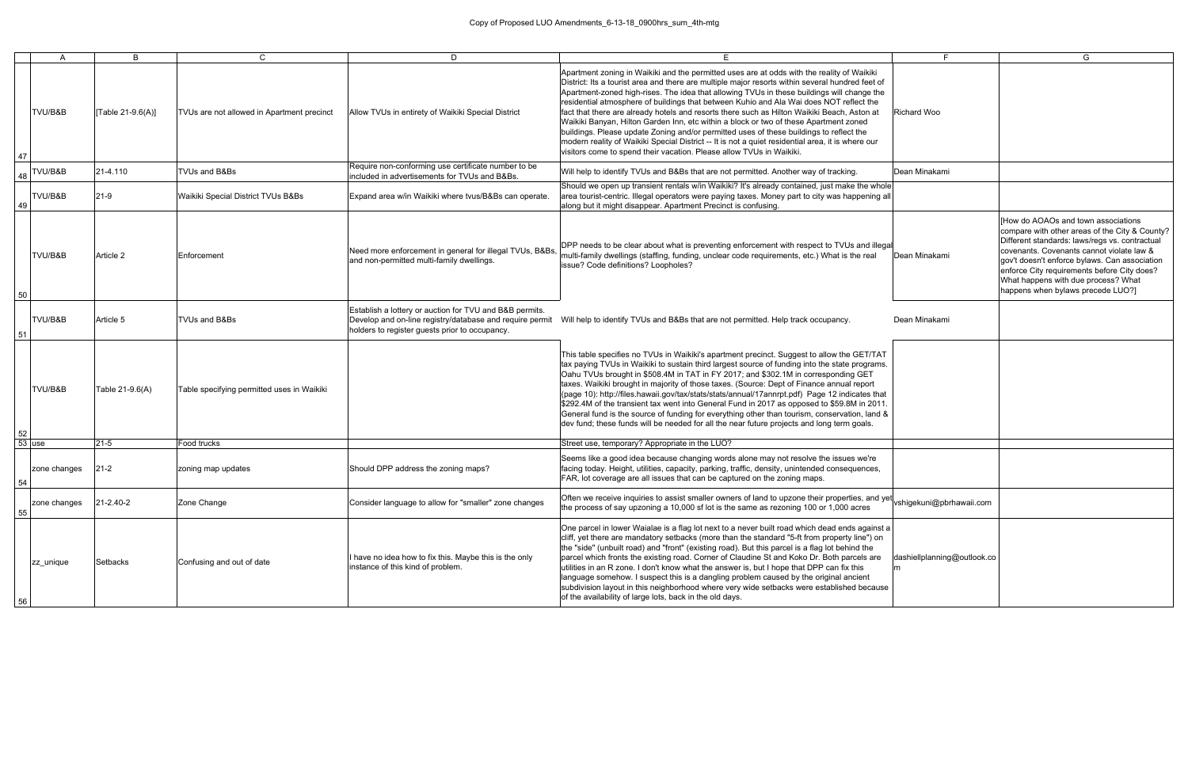| | A | B | C | D | E | F | G |
|---|---|---|---|---|---|---|---|
| 47 | TVU/B&B | [Table 21-9.6(A)] | TVUs are not allowed in Apartment precinct | Allow TVUs in entirety of Waikiki Special District | Apartment zoning in Waikiki and the permitted uses are at odds with the reality of Waikiki District: Its a tourist area and there are multiple major resorts within several hundred feet of Apartment-zoned high-rises. The idea that allowing TVUs in these buildings will change the residential atmosphere of buildings that between Kuhio and Ala Wai does NOT reflect the fact that there are already hotels and resorts there such as Hilton Waikiki Beach, Aston at Waikiki Banyan, Hilton Garden Inn, etc within a block or two of these Apartment zoned buildings. Please update Zoning and/or permitted uses of these buildings to reflect the modern reality of Waikiki Special District -- It is not a quiet residential area, it is where our visitors come to spend their vacation. Please allow TVUs in Waikiki. | Richard Woo | |
| 48 | TVU/B&B | 21-4.110 | TVUs and B&Bs | Require non-conforming use certificate number to be included in advertisements for TVUs and B&Bs. | Will help to identify TVUs and B&Bs that are not permitted. Another way of tracking. | Dean Minakami | |
| 49 | TVU/B&B | 21-9 | Waikiki Special District TVUs B&Bs | Expand area w/in Waikiki where tvus/B&Bs can operate. | Should we open up transient rentals w/in Waikiki? It's already contained, just make the whole area tourist-centric. Illegal operators were paying taxes. Money part to city was happening all along but it might disappear. Apartment Precinct is confusing. | | |
| 50 | TVU/B&B | Article 2 | Enforcement | Need more enforcement in general for illegal TVUs, B&Bs, and non-permitted multi-family dwellings. | DPP needs to be clear about what is preventing enforcement with respect to TVUs and illegal multi-family dwellings (staffing, funding, unclear code requirements, etc.) What is the real issue? Code definitions? Loopholes? | Dean Minakami | [How do AOAOs and town associations compare with other areas of the City & County? Different standards: laws/regs vs. contractual covenants. Covenants cannot violate law & gov't doesn't enforce bylaws. Can association enforce City requirements before City does? What happens with due process? What happens when bylaws precede LUO?] |
| 51 | TVU/B&B | Article 5 | TVUs and B&Bs | Establish a lottery or auction for TVU and B&B permits. Develop and on-line registry/database and require permit holders to register guests prior to occupancy. | Will help to identify TVUs and B&Bs that are not permitted. Help track occupancy. | Dean Minakami | |
| 52 | TVU/B&B | Table 21-9.6(A) | Table specifying permitted uses in Waikiki | | This table specifies no TVUs in Waikiki's apartment precinct. Suggest to allow the GET/TAT tax paying TVUs in Waikiki to sustain third largest source of funding into the state programs. Oahu TVUs brought in $508.4M in TAT in FY 2017; and $302.1M in corresponding GET taxes. Waikiki brought in majority of those taxes. (Source: Dept of Finance annual report (page 10): http://files.hawaii.gov/tax/stats/stats/annual/17annrpt.pdf) Page 12 indicates that $292.4M of the transient tax went into General Fund in 2017 as opposed to $59.8M in 2011. General fund is the source of funding for everything other than tourism, conservation, land & dev fund; these funds will be needed for all the near future projects and long term goals. | | |
| 53 | use | 21-5 | Food trucks | | Street use, temporary? Appropriate in the LUO? | | |
| 54 | zone changes | 21-2 | zoning map updates | Should DPP address the zoning maps? | Seems like a good idea because changing words alone may not resolve the issues we're facing today. Height, utilities, capacity, parking, traffic, density, unintended consequences, FAR, lot coverage are all issues that can be captured on the zoning maps. | | |
| 55 | zone changes | 21-2.40-2 | Zone Change | Consider language to allow for "smaller" zone changes | Often we receive inquiries to assist smaller owners of land to upzone their properties, and yet the process of say upzoning a 10,000 sf lot is the same as rezoning 100 or 1,000 acres | vshigekuni@pbrhawaii.com | |
| 56 | zz_unique | Setbacks | Confusing and out of date | I have no idea how to fix this. Maybe this is the only instance of this kind of problem. | One parcel in lower Waialae is a flag lot next to a never built road which dead ends against a cliff, yet there are mandatory setbacks (more than the standard "5-ft from property line") on the "side" (unbuilt road) and "front" (existing road). But this parcel is a flag lot behind the parcel which fronts the existing road. Corner of Claudine St and Koko Dr. Both parcels are utilities in an R zone. I don't know what the answer is, but I hope that DPP can fix this language somehow. I suspect this is a dangling problem caused by the original ancient subdivision layout in this neighborhood where very wide setbacks were established because of the availability of large lots, back in the old days. | dashiellplanning@outlook.com | |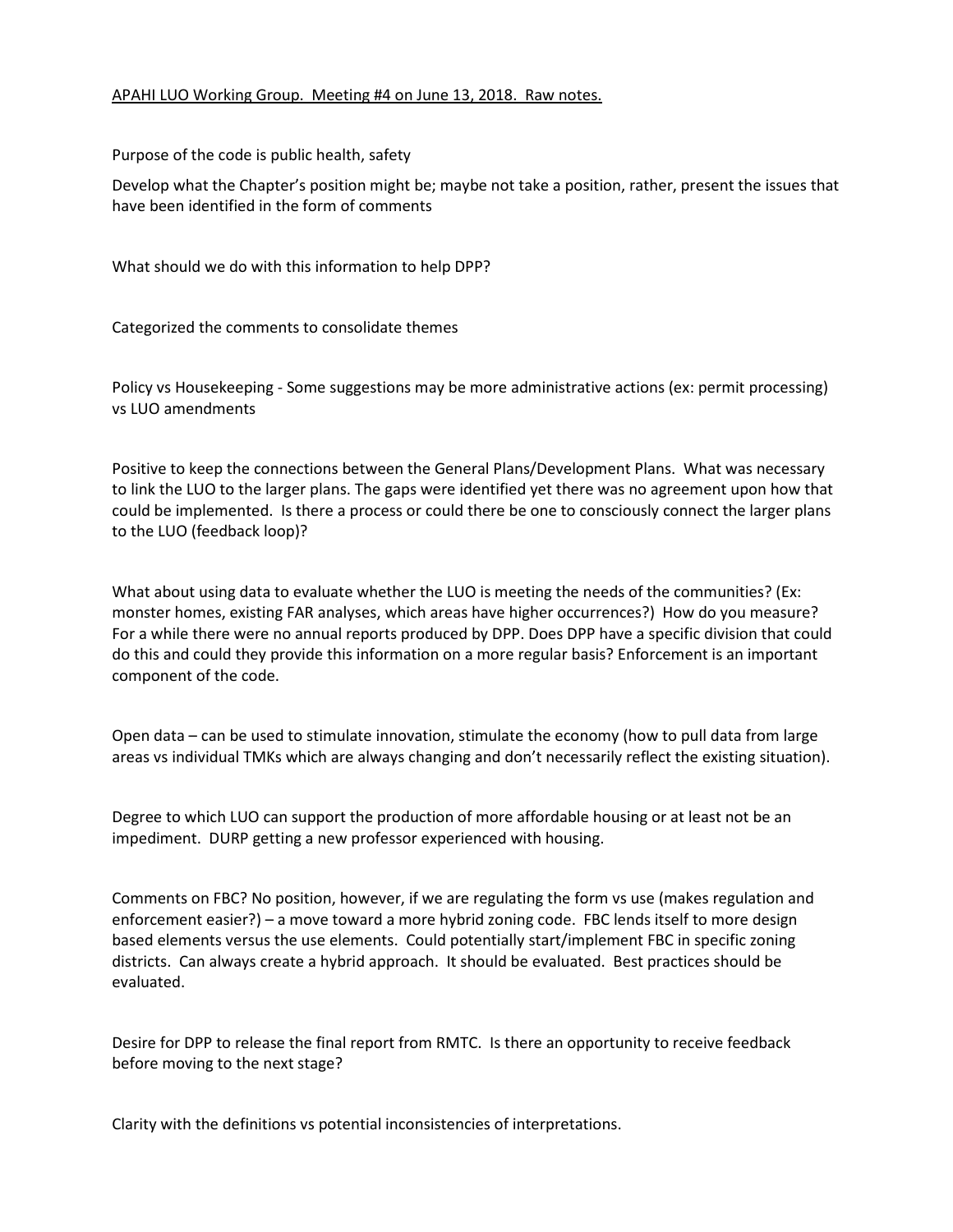APAHI LUO Working Group. Meeting #4 on June 13, 2018. Raw notes.

Purpose of the code is public health, safety

Develop what the Chapter's position might be; maybe not take a position, rather, present the issues that have been identified in the form of comments

What should we do with this information to help DPP?

Categorized the comments to consolidate themes

Policy vs Housekeeping - Some suggestions may be more administrative actions (ex: permit processing) vs LUO amendments

Positive to keep the connections between the General Plans/Development Plans. What was necessary to link the LUO to the larger plans. The gaps were identified yet there was no agreement upon how that could be implemented. Is there a process or could there be one to consciously connect the larger plans to the LUO (feedback loop)?

What about using data to evaluate whether the LUO is meeting the needs of the communities? (Ex: monster homes, existing FAR analyses, which areas have higher occurrences?) How do you measure? For a while there were no annual reports produced by DPP. Does DPP have a specific division that could do this and could they provide this information on a more regular basis? Enforcement is an important component of the code.

Open data – can be used to stimulate innovation, stimulate the economy (how to pull data from large areas vs individual TMKs which are always changing and don't necessarily reflect the existing situation).

Degree to which LUO can support the production of more affordable housing or at least not be an impediment. DURP getting a new professor experienced with housing.

Comments on FBC? No position, however, if we are regulating the form vs use (makes regulation and enforcement easier?) – a move toward a more hybrid zoning code. FBC lends itself to more design based elements versus the use elements. Could potentially start/implement FBC in specific zoning districts. Can always create a hybrid approach. It should be evaluated. Best practices should be evaluated.

Desire for DPP to release the final report from RMTC. Is there an opportunity to receive feedback before moving to the next stage?

Clarity with the definitions vs potential inconsistencies of interpretations.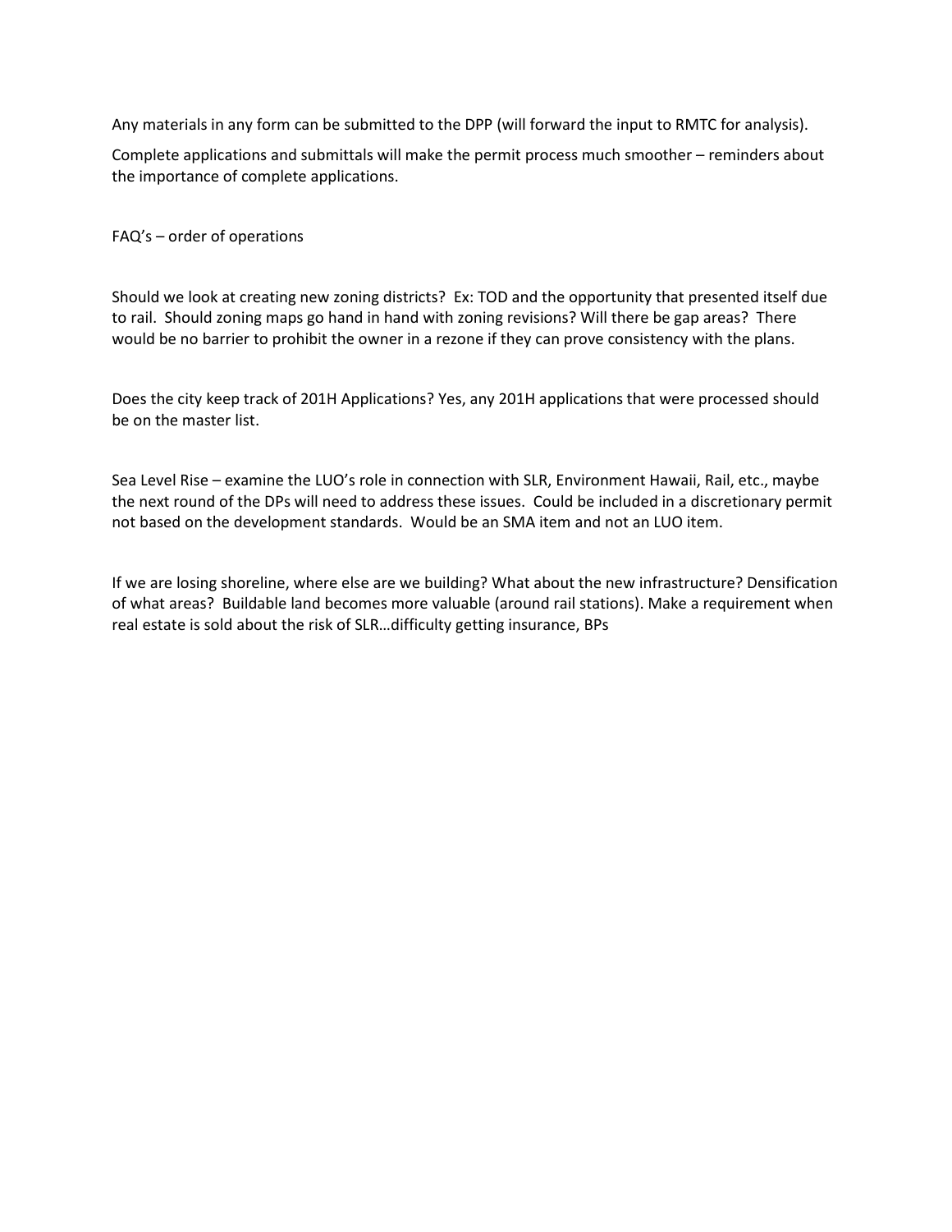Any materials in any form can be submitted to the DPP (will forward the input to RMTC for analysis).

Complete applications and submittals will make the permit process much smoother – reminders about the importance of complete applications.

FAQ's – order of operations

Should we look at creating new zoning districts? Ex: TOD and the opportunity that presented itself due to rail. Should zoning maps go hand in hand with zoning revisions? Will there be gap areas? There would be no barrier to prohibit the owner in a rezone if they can prove consistency with the plans.

Does the city keep track of 201H Applications? Yes, any 201H applications that were processed should be on the master list.

Sea Level Rise – examine the LUO's role in connection with SLR, Environment Hawaii, Rail, etc., maybe the next round of the DPs will need to address these issues. Could be included in a discretionary permit not based on the development standards. Would be an SMA item and not an LUO item.

If we are losing shoreline, where else are we building? What about the new infrastructure? Densification of what areas? Buildable land becomes more valuable (around rail stations). Make a requirement when real estate is sold about the risk of SLR…difficulty getting insurance, BPs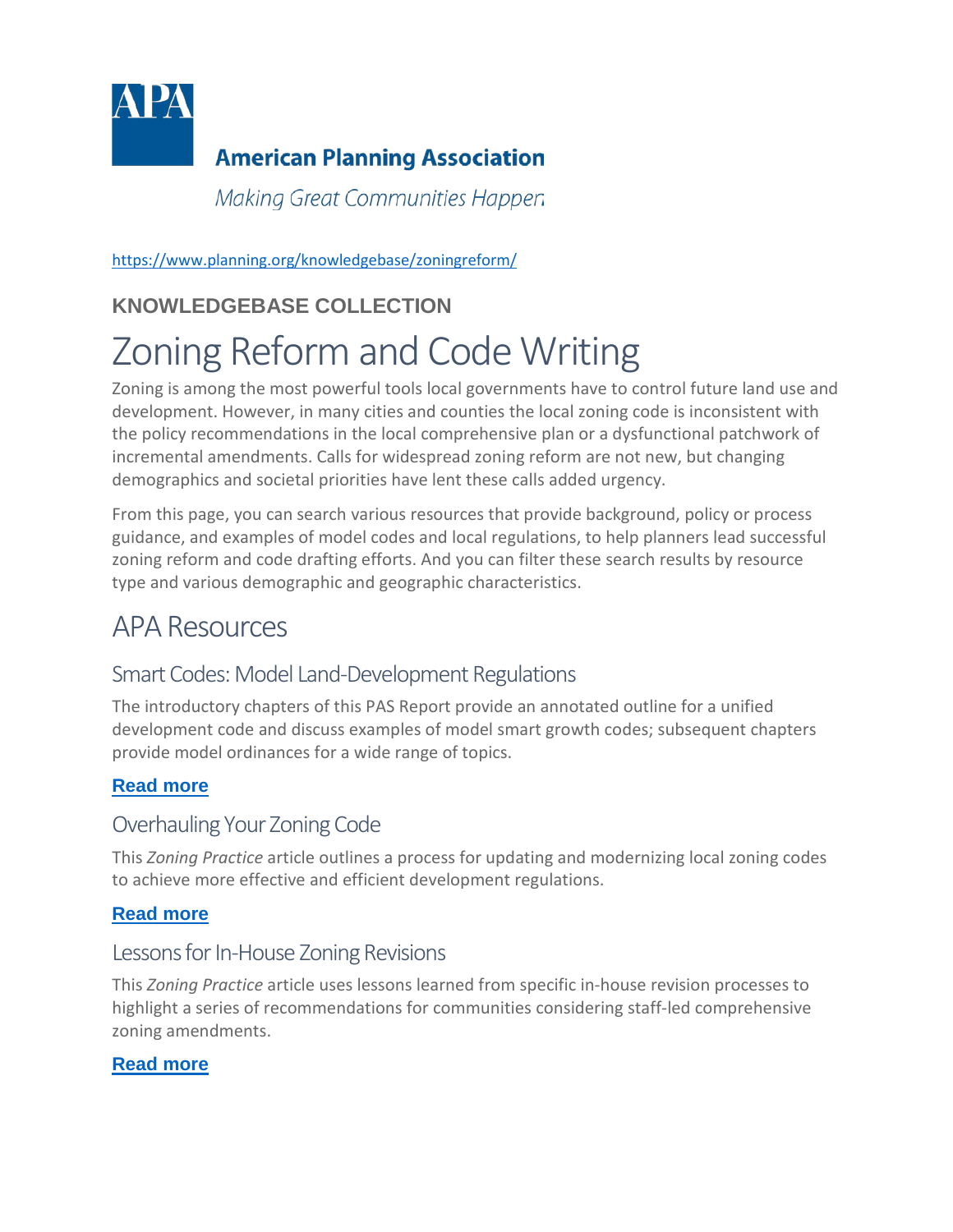**American Planning Association**

*Making Great Communities Happen*

https://www.planning.org/knowledgebase/zoningreform/

**KNOWLEDGEBASE COLLECTION**

# Zoning Reform and Code Writing

Zoning is among the most powerful tools local governments have to control future land use and development. However, in many cities and counties the local zoning code is inconsistent with the policy recommendations in the local comprehensive plan or a dysfunctional patchwork of incremental amendments. Calls for widespread zoning reform are not new, but changing demographics and societal priorities have lent these calls added urgency.

From this page, you can search various resources that provide background, policy or process guidance, and examples of model codes and local regulations, to help planners lead successful zoning reform and code drafting efforts. And you can filter these search results by resource type and various demographic and geographic characteristics.

## APA Resources

### Smart Codes: Model Land-Development Regulations

The introductory chapters of this PAS Report provide an annotated outline for a unified development code and discuss examples of model smart growth codes; subsequent chapters provide model ordinances for a wide range of topics.

**Read more**

### Overhauling Your Zoning Code

This *Zoning Practice* article outlines a process for updating and modernizing local zoning codes to achieve more effective and efficient development regulations.

**Read more**

### Lessons for In-House Zoning Revisions

This *Zoning Practice* article uses lessons learned from specific in-house revision processes to highlight a series of recommendations for communities considering staff-led comprehensive zoning amendments.

**Read more**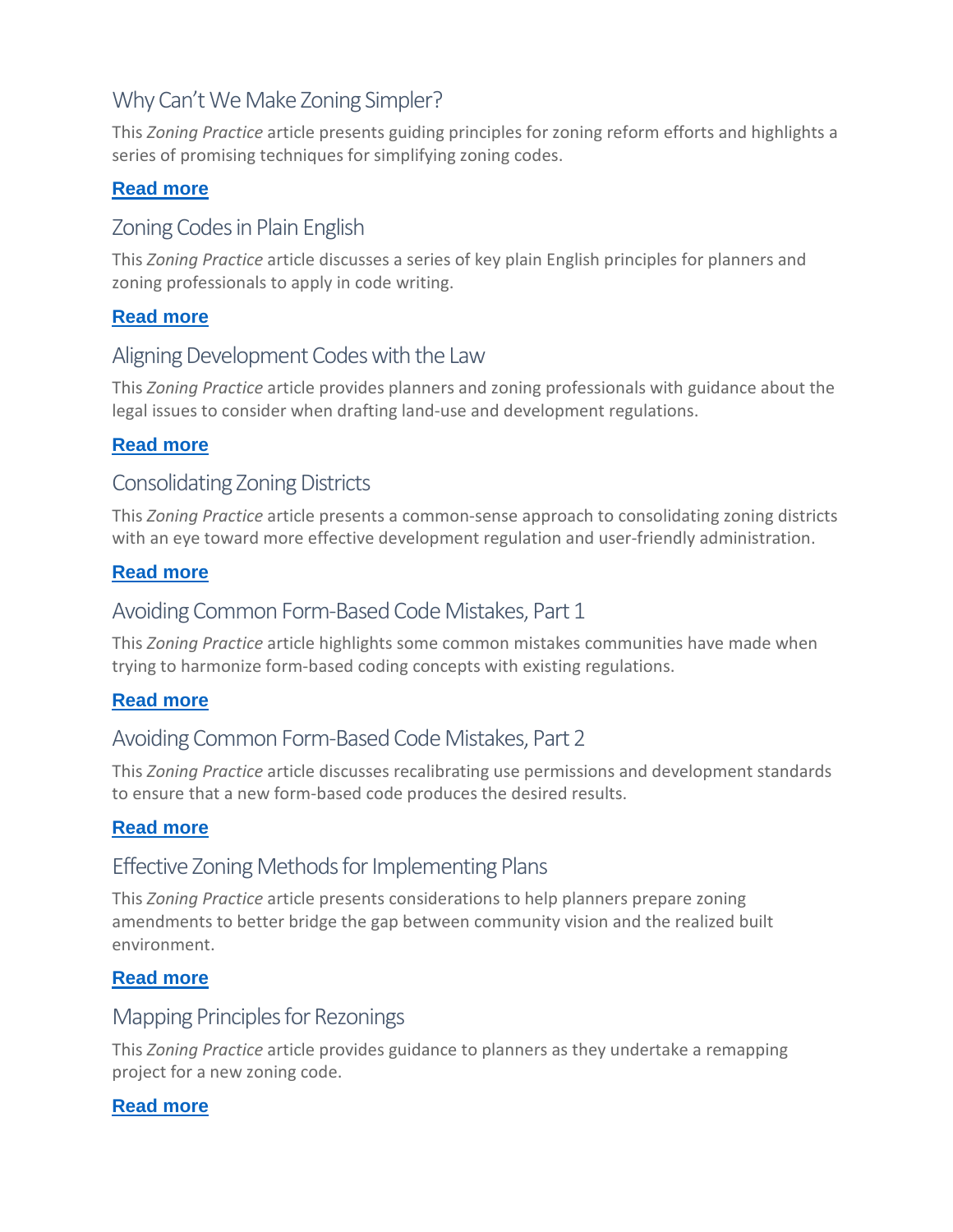## Why Can't We Make Zoning Simpler?

This *Zoning Practice* article presents guiding principles for zoning reform efforts and highlights a series of promising techniques for simplifying zoning codes.

**Read more**

## Zoning Codes in Plain English

This *Zoning Practice* article discusses a series of key plain English principles for planners and zoning professionals to apply in code writing.

**Read more**

## Aligning Development Codes with the Law

This *Zoning Practice* article provides planners and zoning professionals with guidance about the legal issues to consider when drafting land-use and development regulations.

**Read more**

## Consolidating Zoning Districts

This *Zoning Practice* article presents a common-sense approach to consolidating zoning districts with an eye toward more effective development regulation and user-friendly administration.

**Read more**

## Avoiding Common Form-Based Code Mistakes, Part 1

This *Zoning Practice* article highlights some common mistakes communities have made when trying to harmonize form-based coding concepts with existing regulations.

**Read more**

## Avoiding Common Form-Based Code Mistakes, Part 2

This *Zoning Practice* article discusses recalibrating use permissions and development standards to ensure that a new form-based code produces the desired results.

**Read more**

## Effective Zoning Methods for Implementing Plans

This *Zoning Practice* article presents considerations to help planners prepare zoning amendments to better bridge the gap between community vision and the realized built environment.

**Read more**

## Mapping Principles for Rezonings

This *Zoning Practice* article provides guidance to planners as they undertake a remapping project for a new zoning code.

**Read more**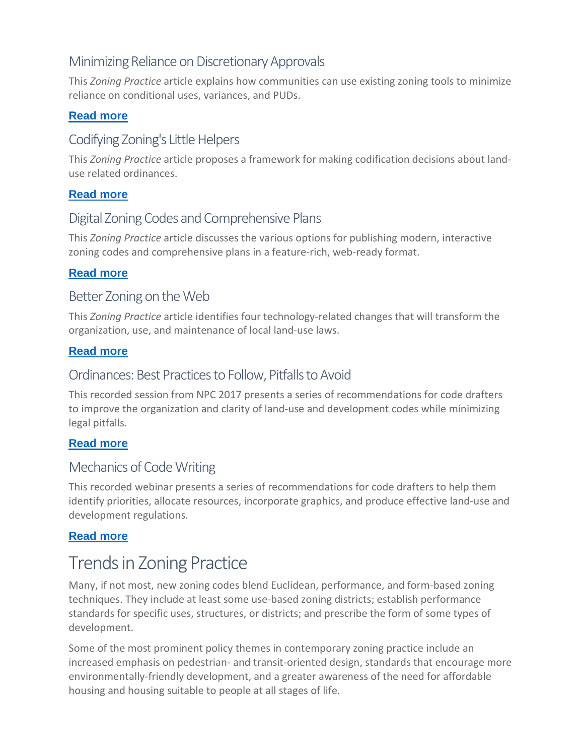### Minimizing Reliance on Discretionary Approvals

This *Zoning Practice* article explains how communities can use existing zoning tools to minimize reliance on conditional uses, variances, and PUDs.

**Read more**

### Codifying Zoning's Little Helpers

This *Zoning Practice* article proposes a framework for making codification decisions about land-use related ordinances.

**Read more**

### Digital Zoning Codes and Comprehensive Plans

This *Zoning Practice* article discusses the various options for publishing modern, interactive zoning codes and comprehensive plans in a feature-rich, web-ready format.

**Read more**

### Better Zoning on the Web

This *Zoning Practice* article identifies four technology-related changes that will transform the organization, use, and maintenance of local land-use laws.

**Read more**

### Ordinances: Best Practices to Follow, Pitfalls to Avoid

This recorded session from NPC 2017 presents a series of recommendations for code drafters to improve the organization and clarity of land-use and development codes while minimizing legal pitfalls.

**Read more**

### Mechanics of Code Writing

This recorded webinar presents a series of recommendations for code drafters to help them identify priorities, allocate resources, incorporate graphics, and produce effective land-use and development regulations.

**Read more**

## Trends in Zoning Practice

Many, if not most, new zoning codes blend Euclidean, performance, and form-based zoning techniques. They include at least some use-based zoning districts; establish performance standards for specific uses, structures, or districts; and prescribe the form of some types of development.

Some of the most prominent policy themes in contemporary zoning practice include an increased emphasis on pedestrian- and transit-oriented design, standards that encourage more environmentally-friendly development, and a greater awareness of the need for affordable housing and housing suitable to people at all stages of life.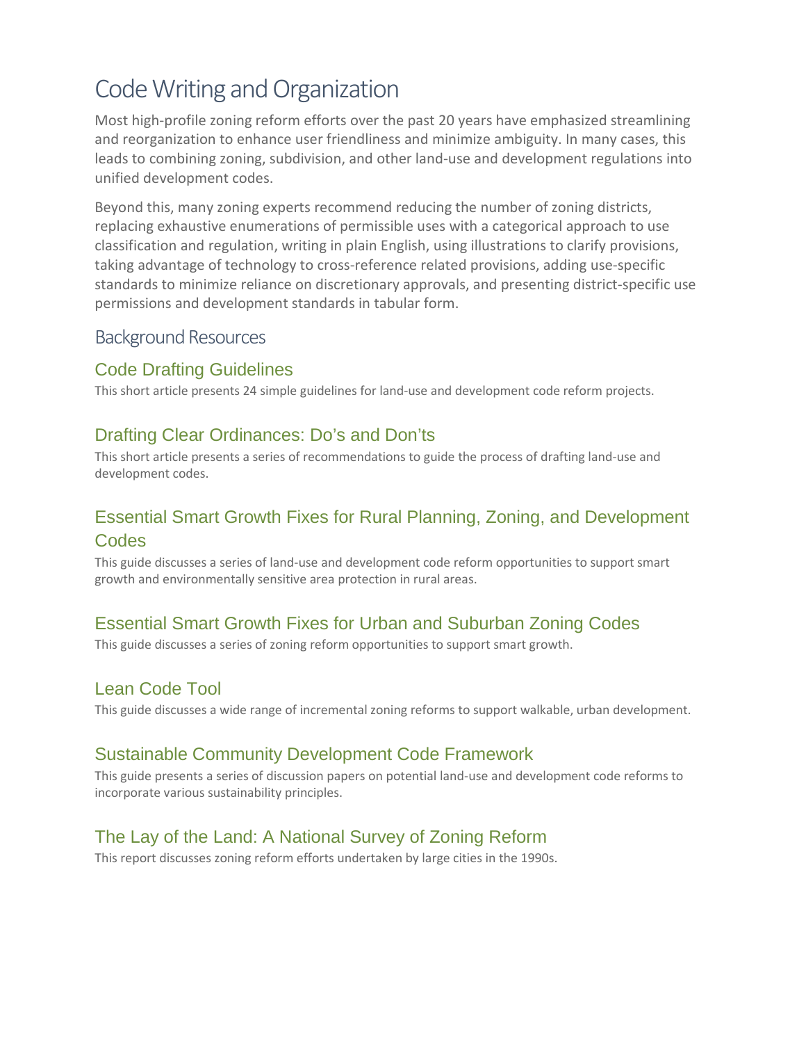# Code Writing and Organization

Most high-profile zoning reform efforts over the past 20 years have emphasized streamlining and reorganization to enhance user friendliness and minimize ambiguity. In many cases, this leads to combining zoning, subdivision, and other land-use and development regulations into unified development codes.

Beyond this, many zoning experts recommend reducing the number of zoning districts, replacing exhaustive enumerations of permissible uses with a categorical approach to use classification and regulation, writing in plain English, using illustrations to clarify provisions, taking advantage of technology to cross-reference related provisions, adding use-specific standards to minimize reliance on discretionary approvals, and presenting district-specific use permissions and development standards in tabular form.

## Background Resources

### Code Drafting Guidelines

This short article presents 24 simple guidelines for land-use and development code reform projects.

### Drafting Clear Ordinances: Do's and Don'ts

This short article presents a series of recommendations to guide the process of drafting land-use and development codes.

### Essential Smart Growth Fixes for Rural Planning, Zoning, and Development Codes

This guide discusses a series of land-use and development code reform opportunities to support smart growth and environmentally sensitive area protection in rural areas.

### Essential Smart Growth Fixes for Urban and Suburban Zoning Codes

This guide discusses a series of zoning reform opportunities to support smart growth.

### Lean Code Tool

This guide discusses a wide range of incremental zoning reforms to support walkable, urban development.

### Sustainable Community Development Code Framework

This guide presents a series of discussion papers on potential land-use and development code reforms to incorporate various sustainability principles.

### The Lay of the Land: A National Survey of Zoning Reform

This report discusses zoning reform efforts undertaken by large cities in the 1990s.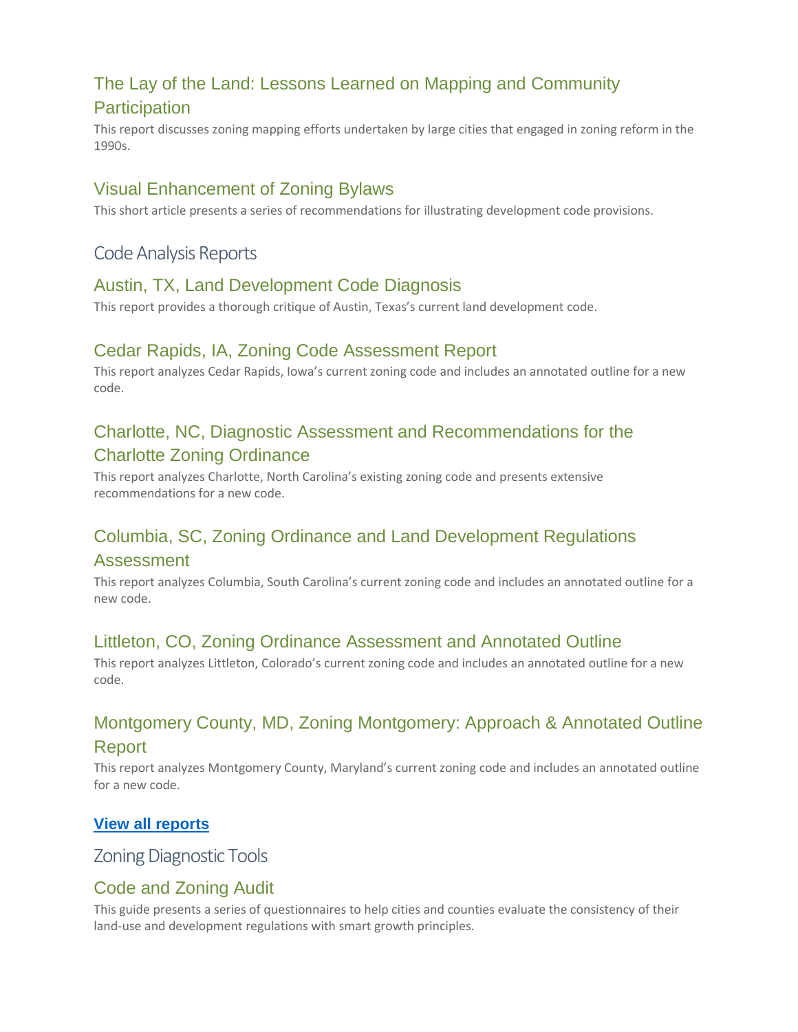### The Lay of the Land: Lessons Learned on Mapping and Community Participation

This report discusses zoning mapping efforts undertaken by large cities that engaged in zoning reform in the 1990s.

### Visual Enhancement of Zoning Bylaws

This short article presents a series of recommendations for illustrating development code provisions.

## Code Analysis Reports

### Austin, TX, Land Development Code Diagnosis

This report provides a thorough critique of Austin, Texas's current land development code.

### Cedar Rapids, IA, Zoning Code Assessment Report

This report analyzes Cedar Rapids, Iowa's current zoning code and includes an annotated outline for a new code.

### Charlotte, NC, Diagnostic Assessment and Recommendations for the Charlotte Zoning Ordinance

This report analyzes Charlotte, North Carolina's existing zoning code and presents extensive recommendations for a new code.

### Columbia, SC, Zoning Ordinance and Land Development Regulations Assessment

This report analyzes Columbia, South Carolina's current zoning code and includes an annotated outline for a new code.

### Littleton, CO, Zoning Ordinance Assessment and Annotated Outline

This report analyzes Littleton, Colorado's current zoning code and includes an annotated outline for a new code.

### Montgomery County, MD, Zoning Montgomery: Approach & Annotated Outline Report

This report analyzes Montgomery County, Maryland's current zoning code and includes an annotated outline for a new code.

**View all reports**

## Zoning Diagnostic Tools

### Code and Zoning Audit

This guide presents a series of questionnaires to help cities and counties evaluate the consistency of their land-use and development regulations with smart growth principles.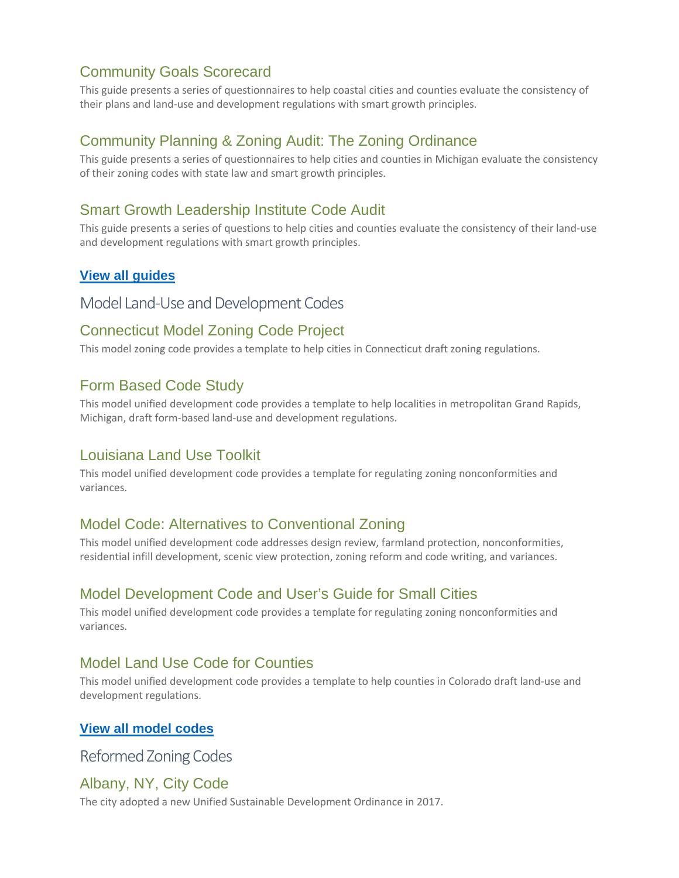### Community Goals Scorecard

This guide presents a series of questionnaires to help coastal cities and counties evaluate the consistency of their plans and land-use and development regulations with smart growth principles.

### Community Planning & Zoning Audit: The Zoning Ordinance

This guide presents a series of questionnaires to help cities and counties in Michigan evaluate the consistency of their zoning codes with state law and smart growth principles.

### Smart Growth Leadership Institute Code Audit

This guide presents a series of questions to help cities and counties evaluate the consistency of their land-use and development regulations with smart growth principles.

**View all guides**

## Model Land-Use and Development Codes

### Connecticut Model Zoning Code Project

This model zoning code provides a template to help cities in Connecticut draft zoning regulations.

### Form Based Code Study

This model unified development code provides a template to help localities in metropolitan Grand Rapids, Michigan, draft form-based land-use and development regulations.

### Louisiana Land Use Toolkit

This model unified development code provides a template for regulating zoning nonconformities and variances.

### Model Code: Alternatives to Conventional Zoning

This model unified development code addresses design review, farmland protection, nonconformities, residential infill development, scenic view protection, zoning reform and code writing, and variances.

### Model Development Code and User's Guide for Small Cities

This model unified development code provides a template for regulating zoning nonconformities and variances.

### Model Land Use Code for Counties

This model unified development code provides a template to help counties in Colorado draft land-use and development regulations.

**View all model codes**

## Reformed Zoning Codes

### Albany, NY, City Code

The city adopted a new Unified Sustainable Development Ordinance in 2017.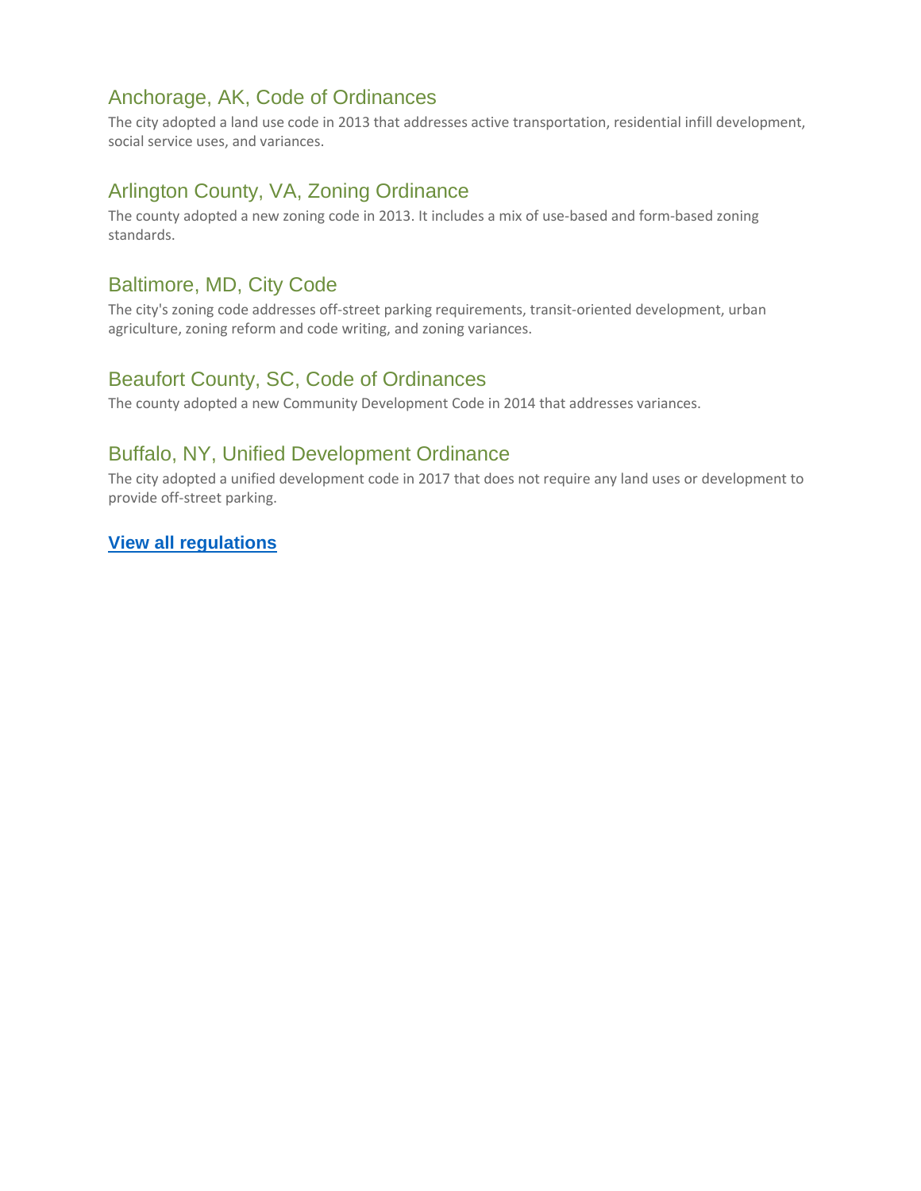### Anchorage, AK, Code of Ordinances

The city adopted a land use code in 2013 that addresses active transportation, residential infill development, social service uses, and variances.

### Arlington County, VA, Zoning Ordinance

The county adopted a new zoning code in 2013. It includes a mix of use-based and form-based zoning standards.

### Baltimore, MD, City Code

The city's zoning code addresses off-street parking requirements, transit-oriented development, urban agriculture, zoning reform and code writing, and zoning variances.

### Beaufort County, SC, Code of Ordinances

The county adopted a new Community Development Code in 2014 that addresses variances.

### Buffalo, NY, Unified Development Ordinance

The city adopted a unified development code in 2017 that does not require any land uses or development to provide off-street parking.

**View all regulations**